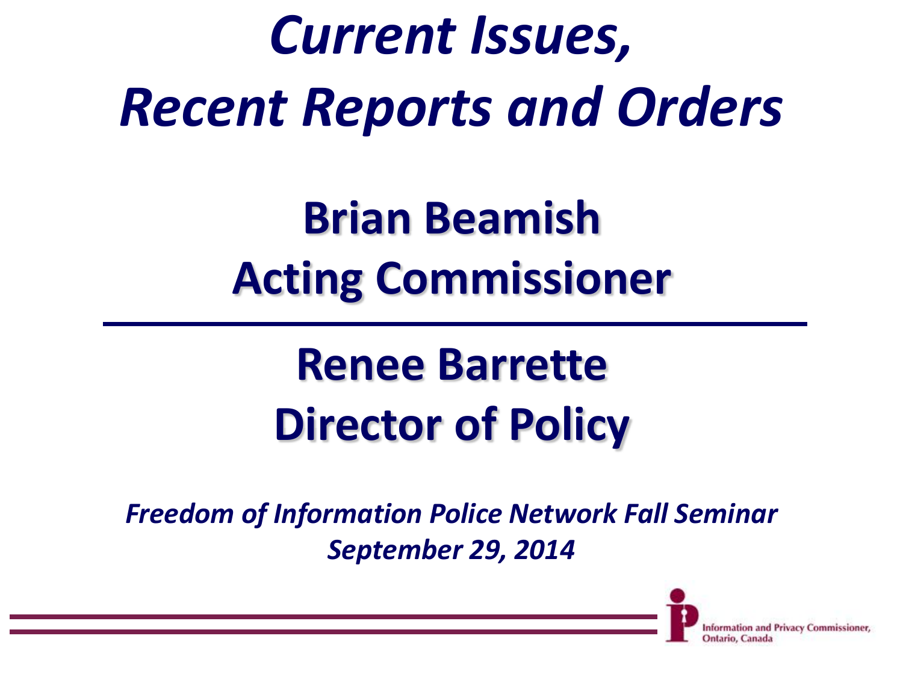# *Current Issues, Recent Reports and Orders*

## Brian Beamish
## Acting Commissioner

---

## Renee Barrette
## Director of Policy

*Freedom of Information Police Network Fall Seminar*
*September 29, 2014*

Information and Privacy Commissioner, Ontario, Canada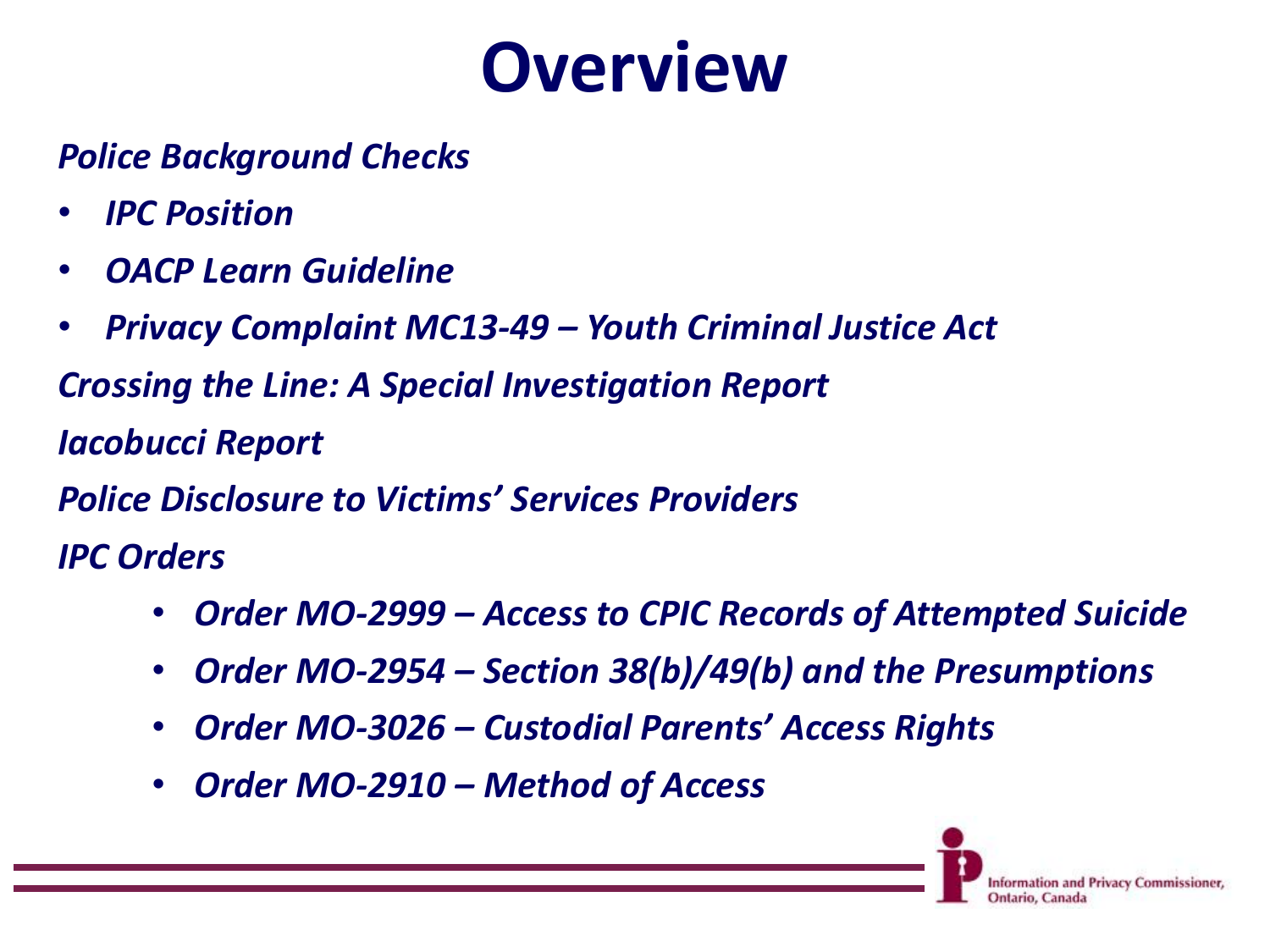# Overview

*Police Background Checks*

- *IPC Position*
- *OACP Learn Guideline*
- *Privacy Complaint MC13-49 – Youth Criminal Justice Act*

*Crossing the Line: A Special Investigation Report*

*Iacobucci Report*

*Police Disclosure to Victims' Services Providers*

*IPC Orders*

- *Order MO-2999 – Access to CPIC Records of Attempted Suicide*
- *Order MO-2954 – Section 38(b)/49(b) and the Presumptions*
- *Order MO-3026 – Custodial Parents' Access Rights*
- *Order MO-2910 – Method of Access*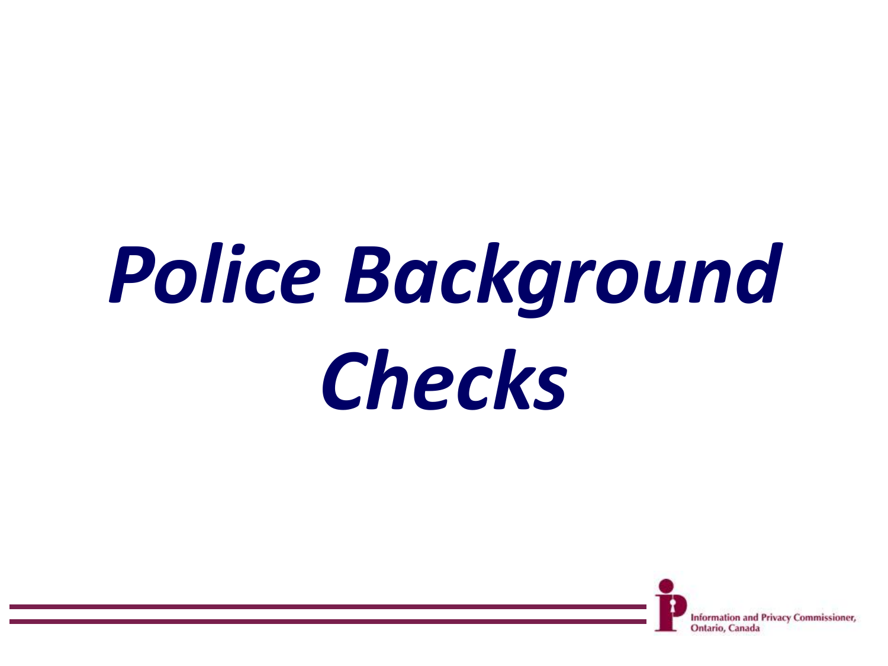# *Police Background Checks*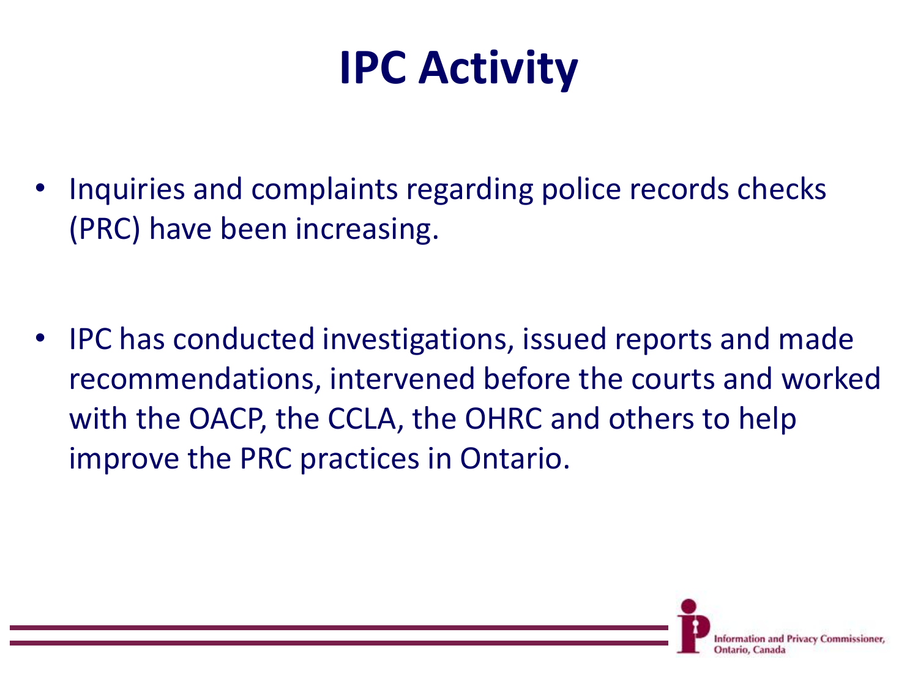# IPC Activity

- Inquiries and complaints regarding police records checks (PRC) have been increasing.
- IPC has conducted investigations, issued reports and made recommendations, intervened before the courts and worked with the OACP, the CCLA, the OHRC and others to help improve the PRC practices in Ontario.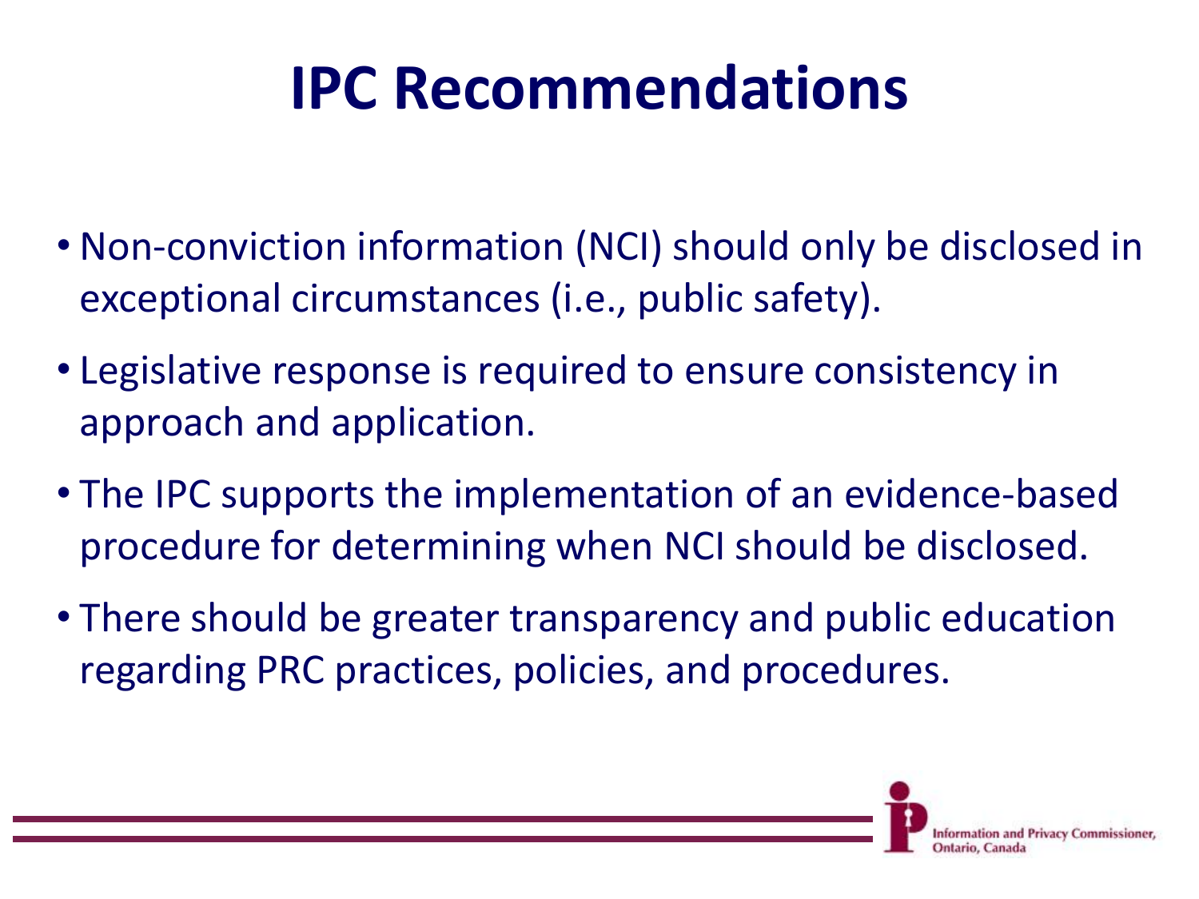# IPC Recommendations

- Non-conviction information (NCI) should only be disclosed in exceptional circumstances (i.e., public safety).
- Legislative response is required to ensure consistency in approach and application.
- The IPC supports the implementation of an evidence-based procedure for determining when NCI should be disclosed.
- There should be greater transparency and public education regarding PRC practices, policies, and procedures.

Information and Privacy Commissioner, Ontario, Canada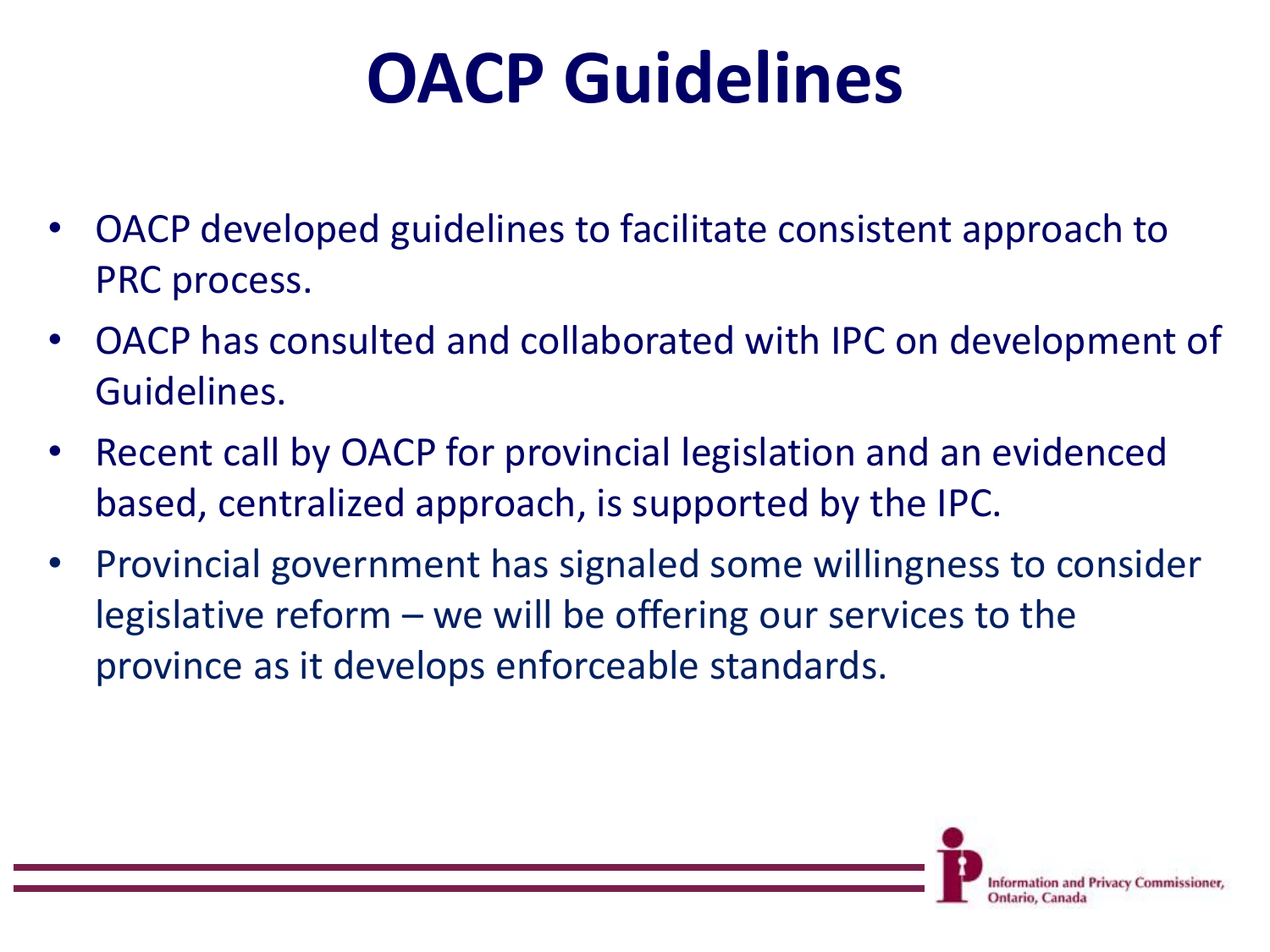# OACP Guidelines

- OACP developed guidelines to facilitate consistent approach to PRC process.
- OACP has consulted and collaborated with IPC on development of Guidelines.
- Recent call by OACP for provincial legislation and an evidenced based, centralized approach, is supported by the IPC.
- Provincial government has signaled some willingness to consider legislative reform – we will be offering our services to the province as it develops enforceable standards.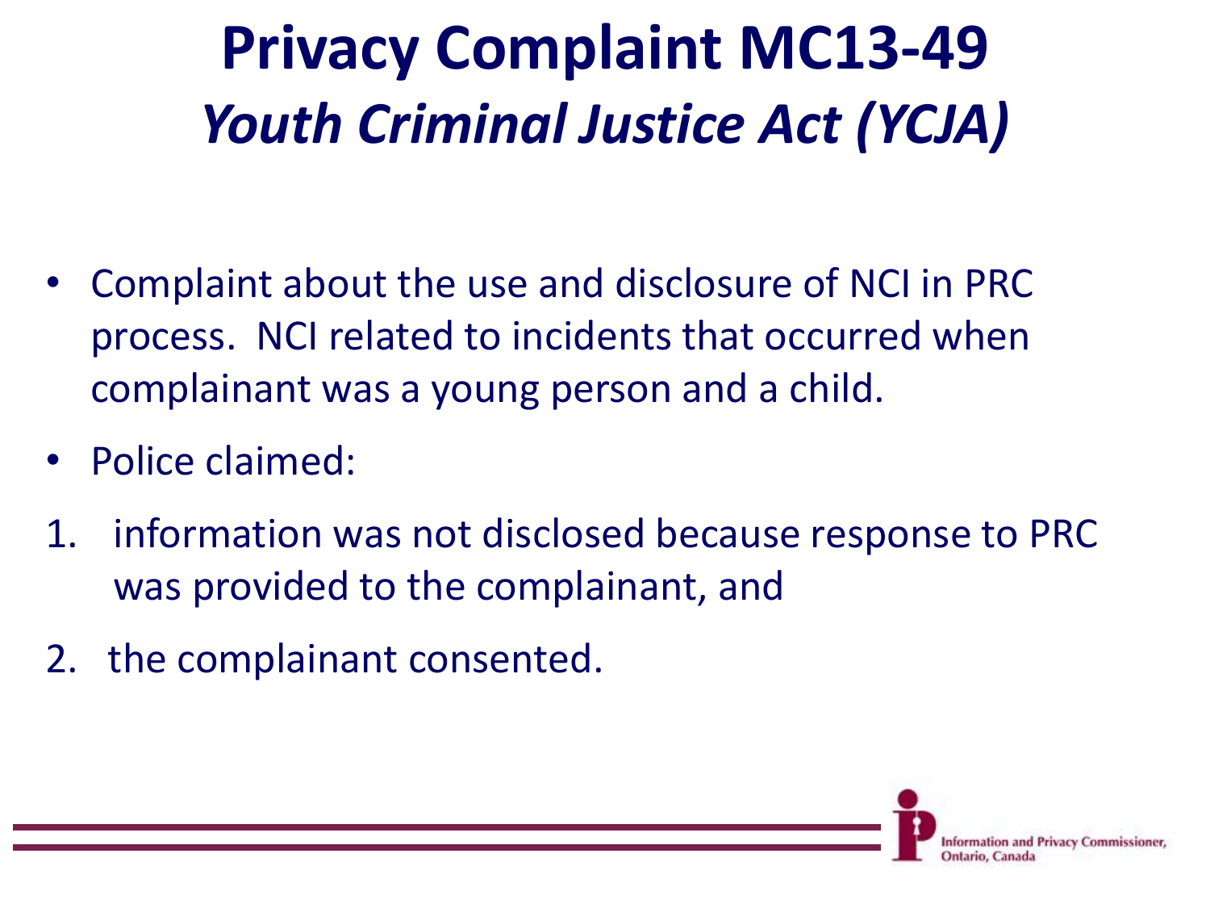# Privacy Complaint MC13-49
## *Youth Criminal Justice Act (YCJA)*

- Complaint about the use and disclosure of NCI in PRC process. NCI related to incidents that occurred when complainant was a young person and a child.
- Police claimed:

1. information was not disclosed because response to PRC was provided to the complainant, and
2. the complainant consented.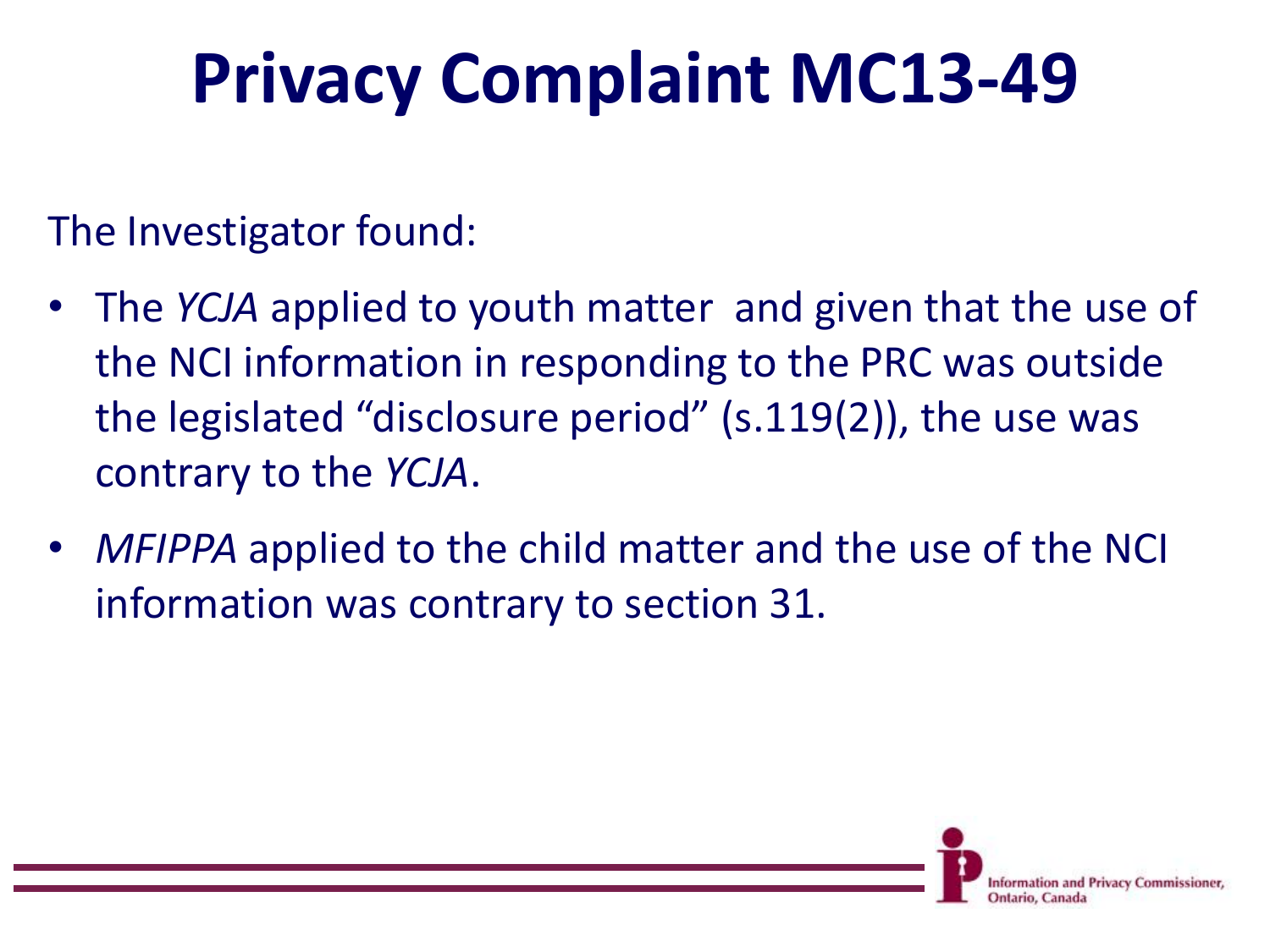# Privacy Complaint MC13-49

The Investigator found:

- The *YCJA* applied to youth matter  and given that the use of the NCI information in responding to the PRC was outside the legislated “disclosure period” (s.119(2)), the use was contrary to the *YCJA*.
- *MFIPPA* applied to the child matter and the use of the NCI information was contrary to section 31.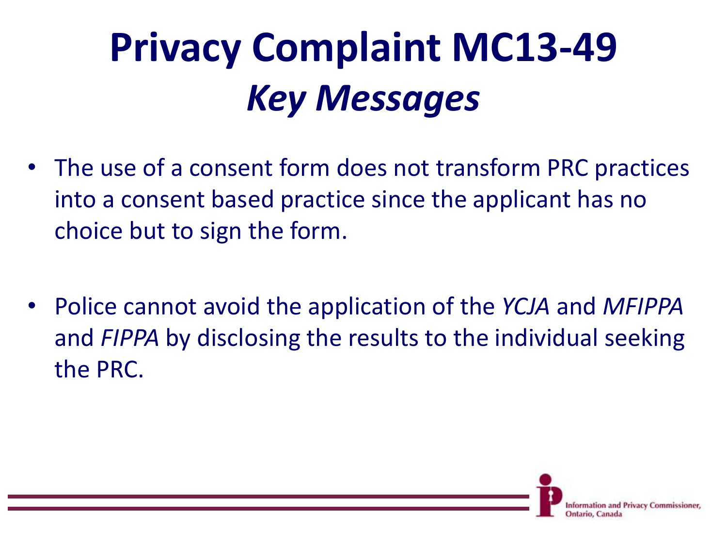# Privacy Complaint MC13-49 *Key Messages*

- The use of a consent form does not transform PRC practices into a consent based practice since the applicant has no choice but to sign the form.
- Police cannot avoid the application of the *YCJA* and *MFIPPA* and *FIPPA* by disclosing the results to the individual seeking the PRC.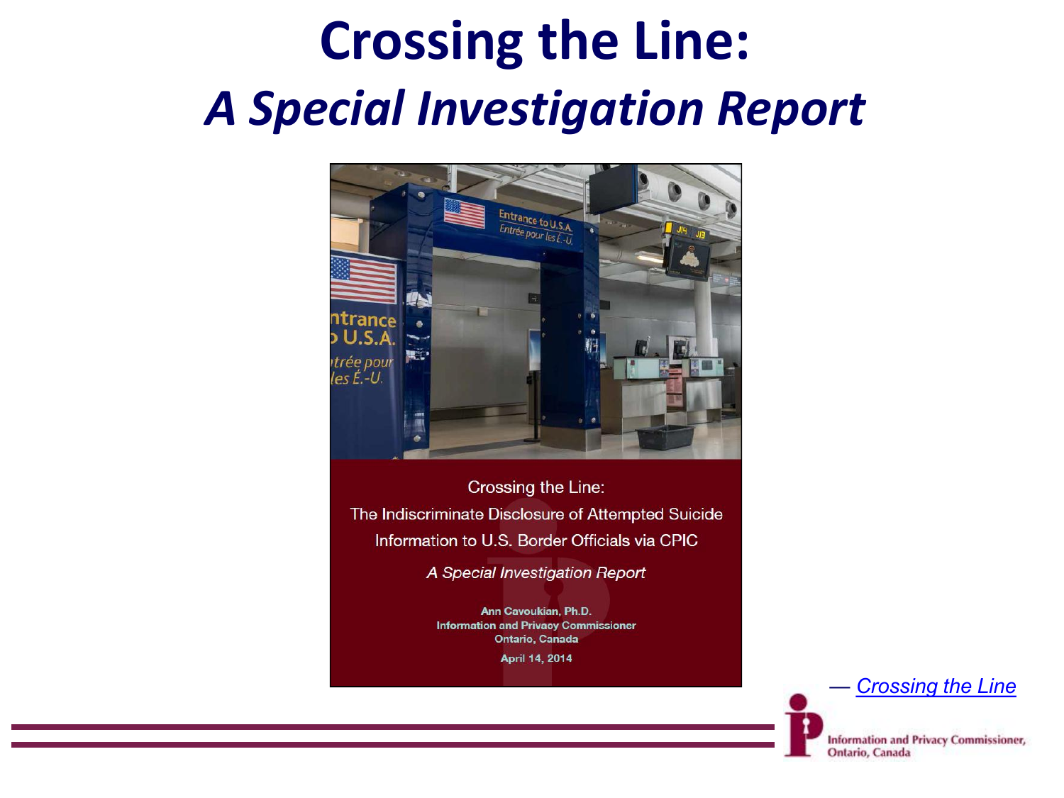# Crossing the Line:

## *A Special Investigation Report*

Crossing the Line:
The Indiscriminate Disclosure of Attempted Suicide Information to U.S. Border Officials via CPIC

*A Special Investigation Report*

**Ann Cavoukian, Ph.D.**
**Information and Privacy Commissioner**
**Ontario, Canada**

**April 14, 2014**

— [Crossing the Line]()

Information and Privacy Commissioner, Ontario, Canada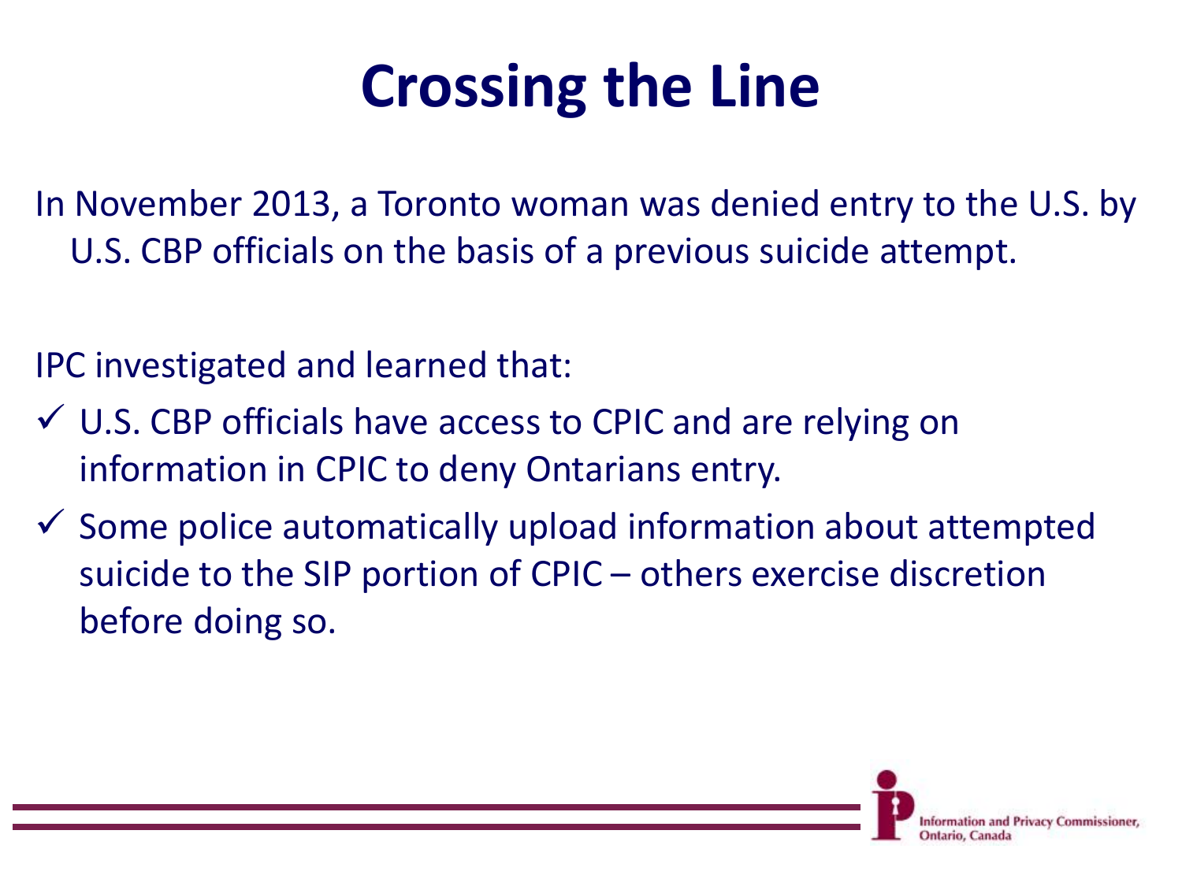# Crossing the Line

In November 2013, a Toronto woman was denied entry to the U.S. by U.S. CBP officials on the basis of a previous suicide attempt.

IPC investigated and learned that:

- ✓ U.S. CBP officials have access to CPIC and are relying on information in CPIC to deny Ontarians entry.
- ✓ Some police automatically upload information about attempted suicide to the SIP portion of CPIC – others exercise discretion before doing so.

Information and Privacy Commissioner, Ontario, Canada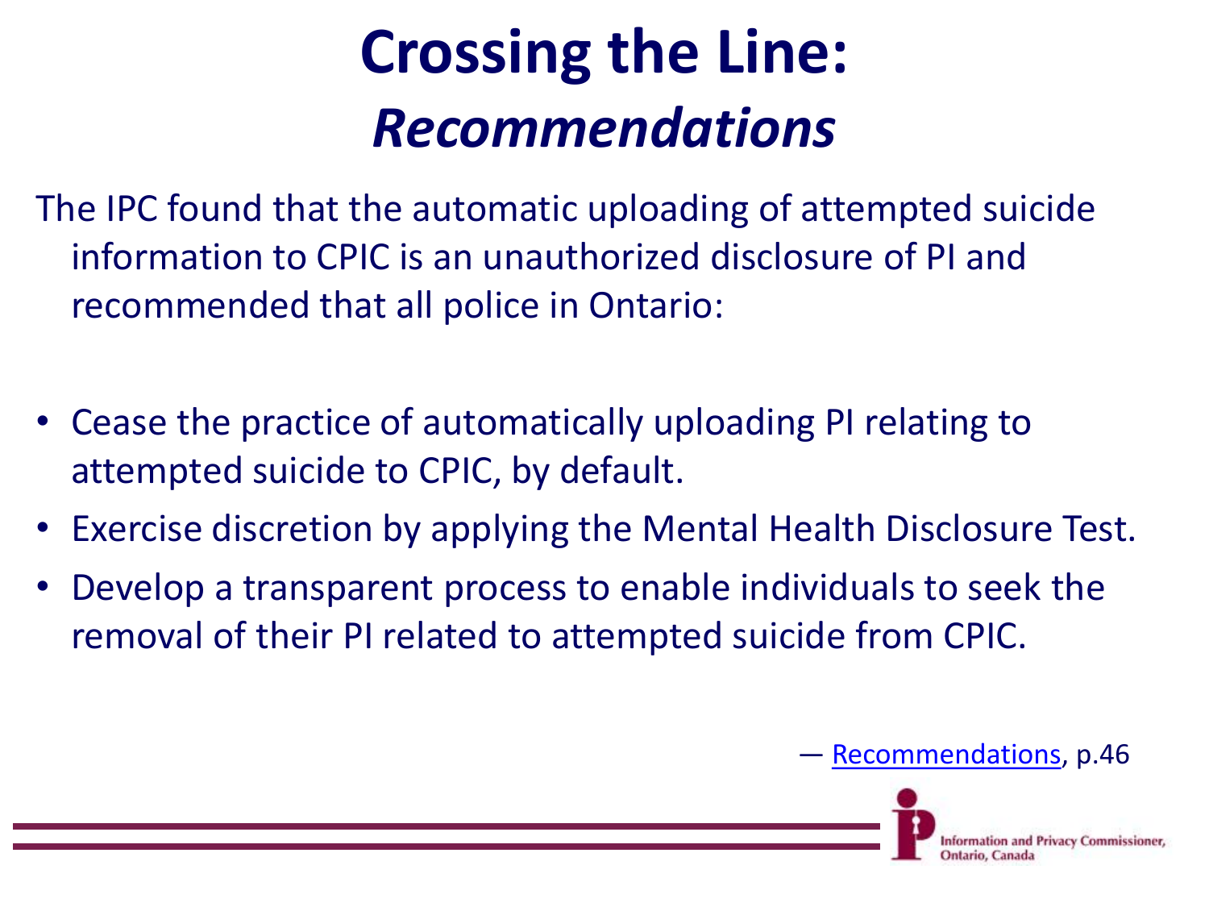# Crossing the Line: *Recommendations*

The IPC found that the automatic uploading of attempted suicide information to CPIC is an unauthorized disclosure of PI and recommended that all police in Ontario:

- Cease the practice of automatically uploading PI relating to attempted suicide to CPIC, by default.
- Exercise discretion by applying the Mental Health Disclosure Test.
- Develop a transparent process to enable individuals to seek the removal of their PI related to attempted suicide from CPIC.

— Recommendations, p.46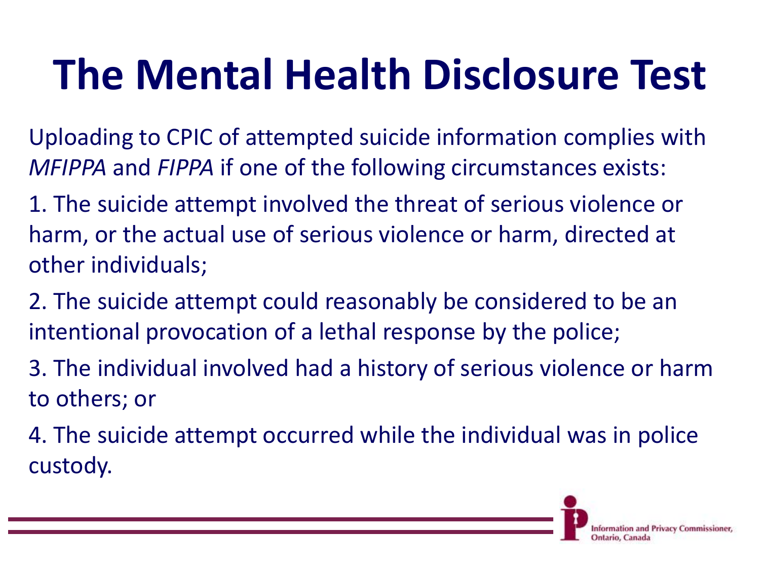# The Mental Health Disclosure Test

Uploading to CPIC of attempted suicide information complies with *MFIPPA* and *FIPPA* if one of the following circumstances exists:

1. The suicide attempt involved the threat of serious violence or harm, or the actual use of serious violence or harm, directed at other individuals;
2. The suicide attempt could reasonably be considered to be an intentional provocation of a lethal response by the police;
3. The individual involved had a history of serious violence or harm to others; or
4. The suicide attempt occurred while the individual was in police custody.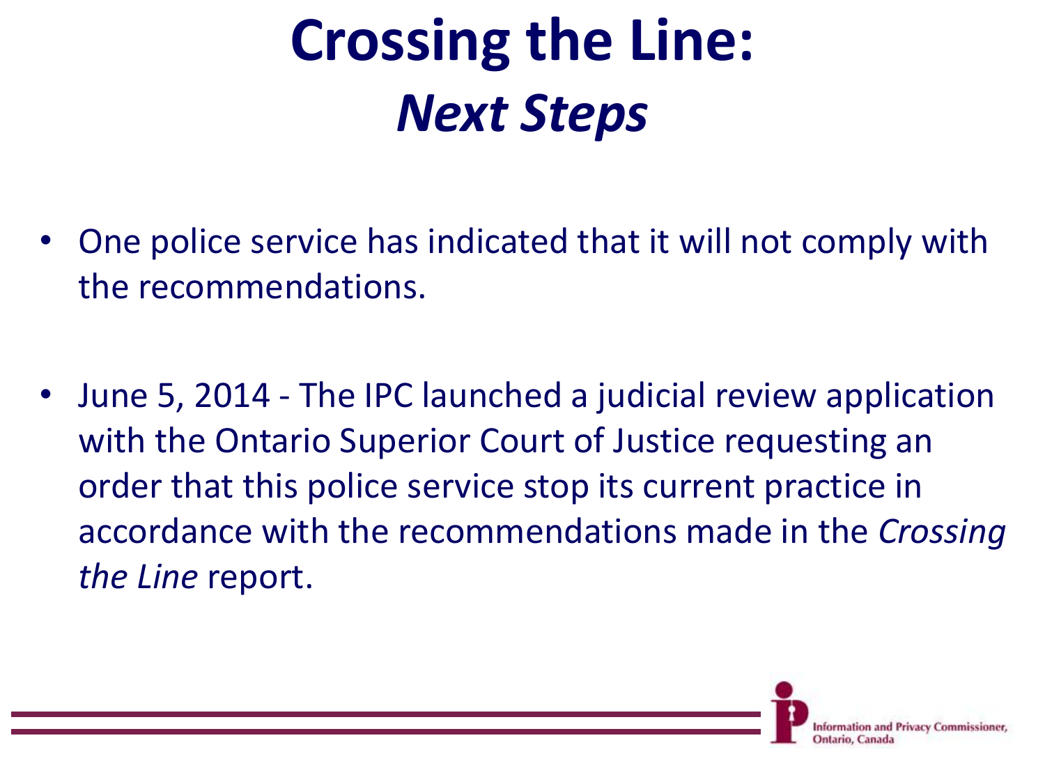# Crossing the Line: *Next Steps*

- One police service has indicated that it will not comply with the recommendations.

- June 5, 2014 - The IPC launched a judicial review application with the Ontario Superior Court of Justice requesting an order that this police service stop its current practice in accordance with the recommendations made in the *Crossing the Line* report.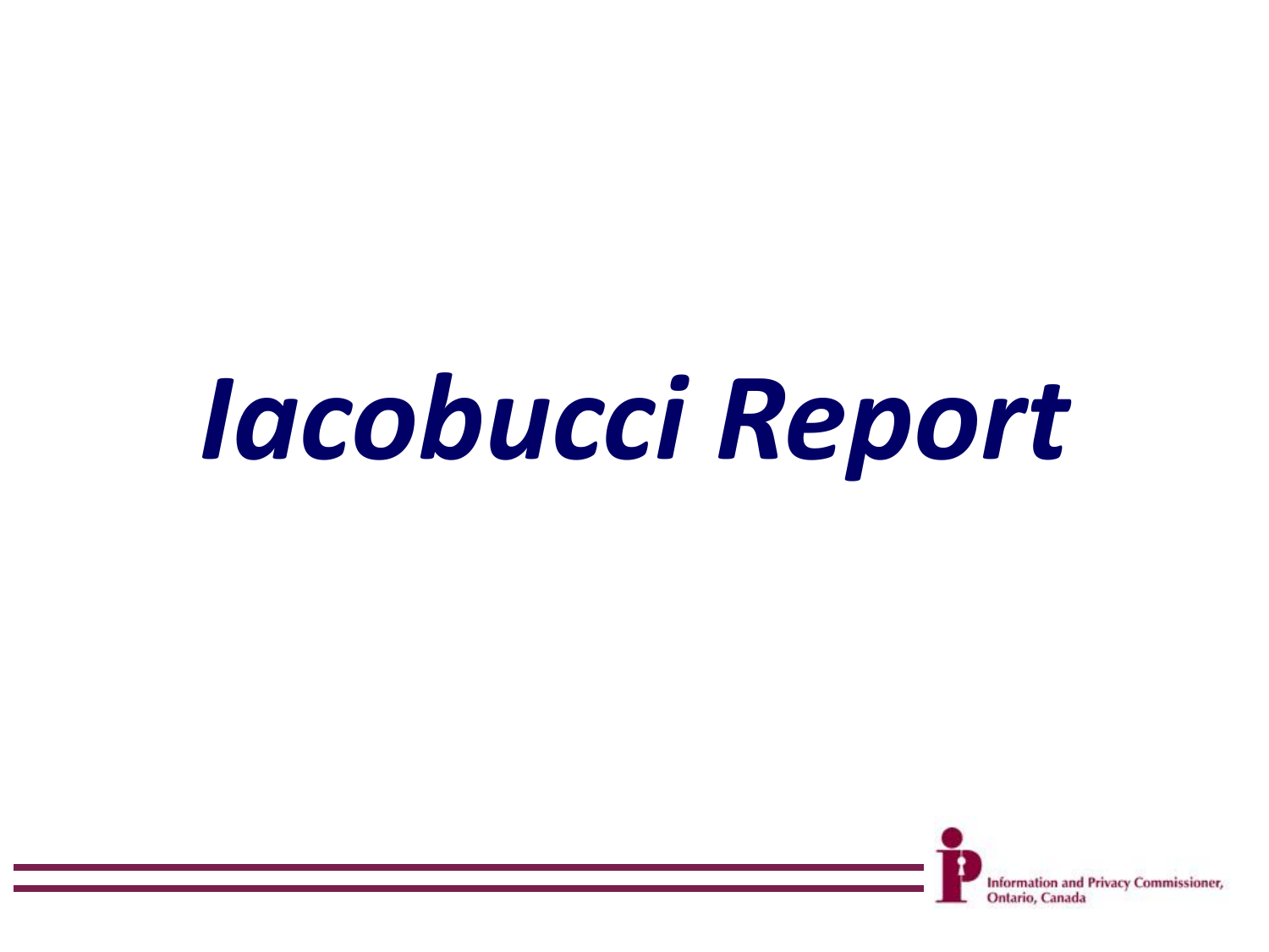# *Iacobucci Report*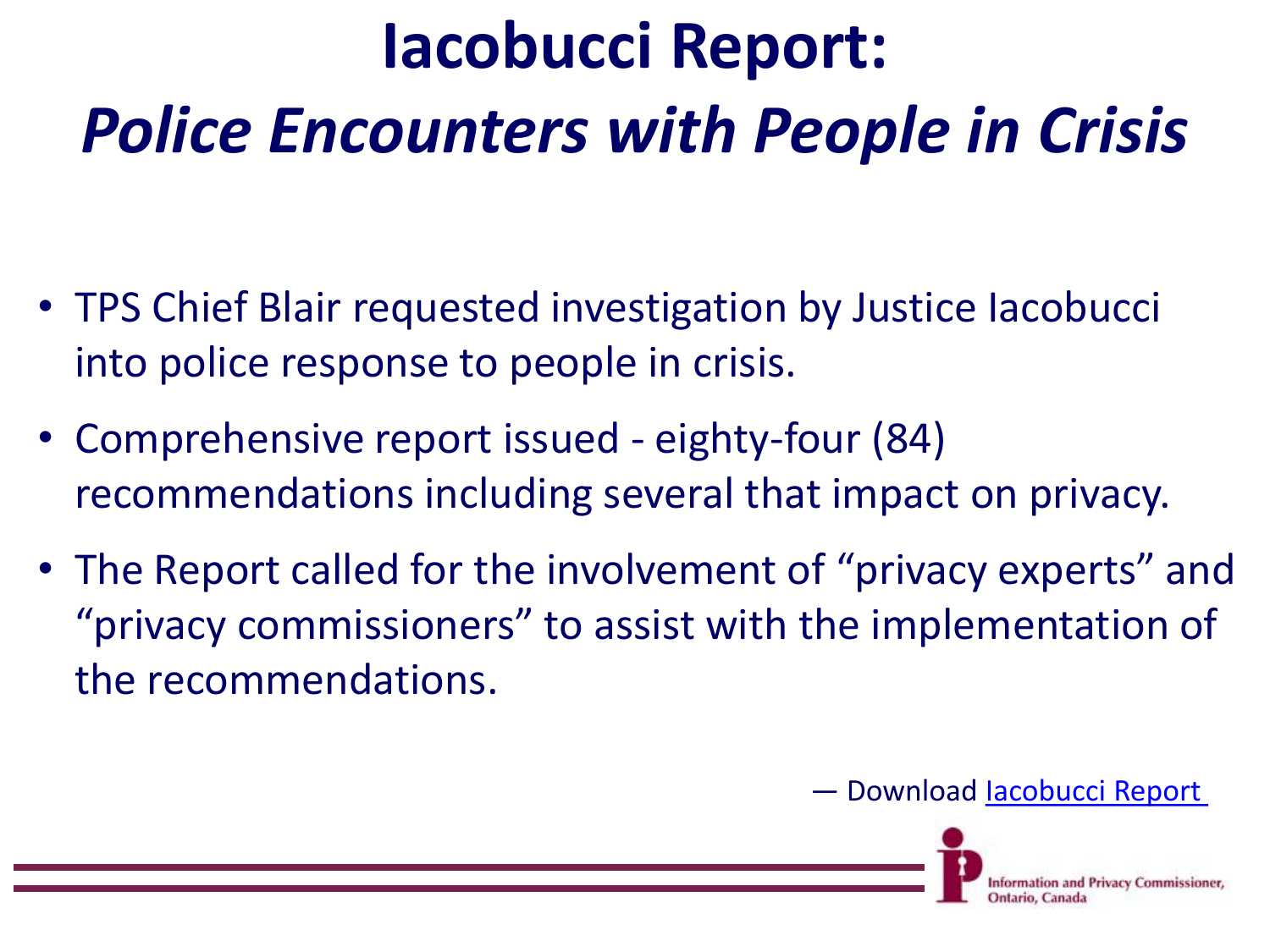# Iacobucci Report:
# *Police Encounters with People in Crisis*

- TPS Chief Blair requested investigation by Justice Iacobucci into police response to people in crisis.
- Comprehensive report issued - eighty-four (84) recommendations including several that impact on privacy.
- The Report called for the involvement of "privacy experts" and "privacy commissioners" to assist with the implementation of the recommendations.

— Download Iacobucci Report

Information and Privacy Commissioner, Ontario, Canada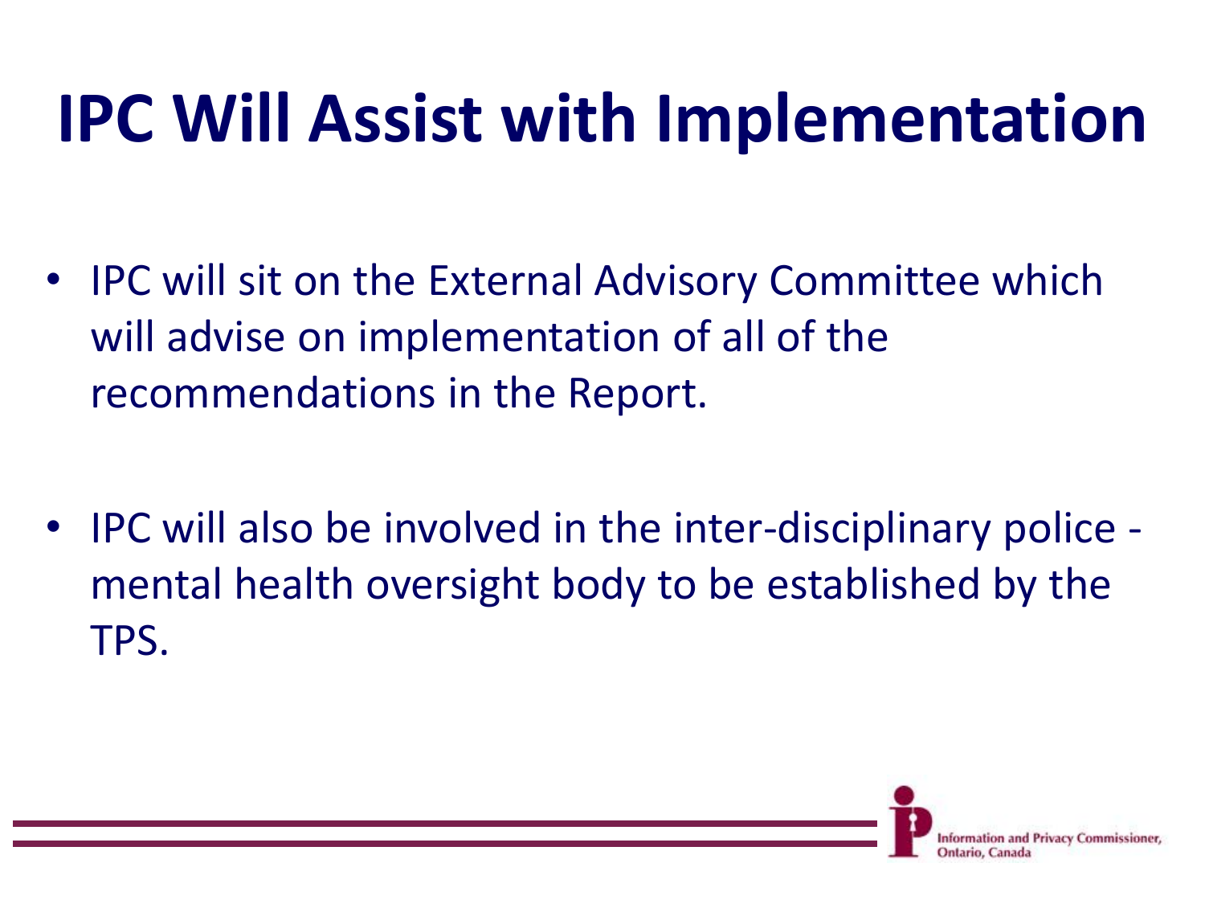# IPC Will Assist with Implementation

- IPC will sit on the External Advisory Committee which will advise on implementation of all of the recommendations in the Report.

- IPC will also be involved in the inter-disciplinary police - mental health oversight body to be established by the TPS.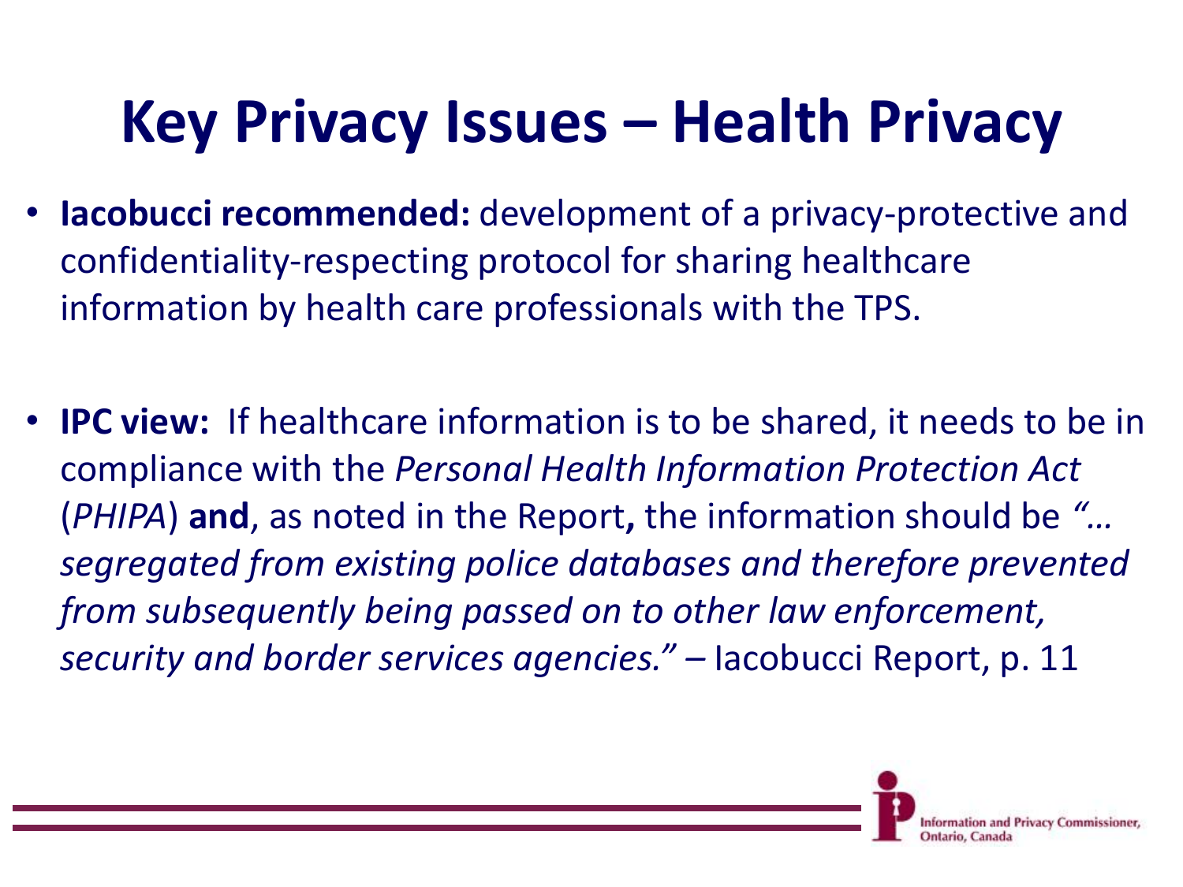# Key Privacy Issues – Health Privacy

- **Iacobucci recommended:** development of a privacy-protective and confidentiality-respecting protocol for sharing healthcare information by health care professionals with the TPS.

- **IPC view:** If healthcare information is to be shared, it needs to be in compliance with the *Personal Health Information Protection Act* (*PHIPA*) **and**, as noted in the Report**,** the information should be *"… segregated from existing police databases and therefore prevented from subsequently being passed on to other law enforcement, security and border services agencies."* – Iacobucci Report, p. 11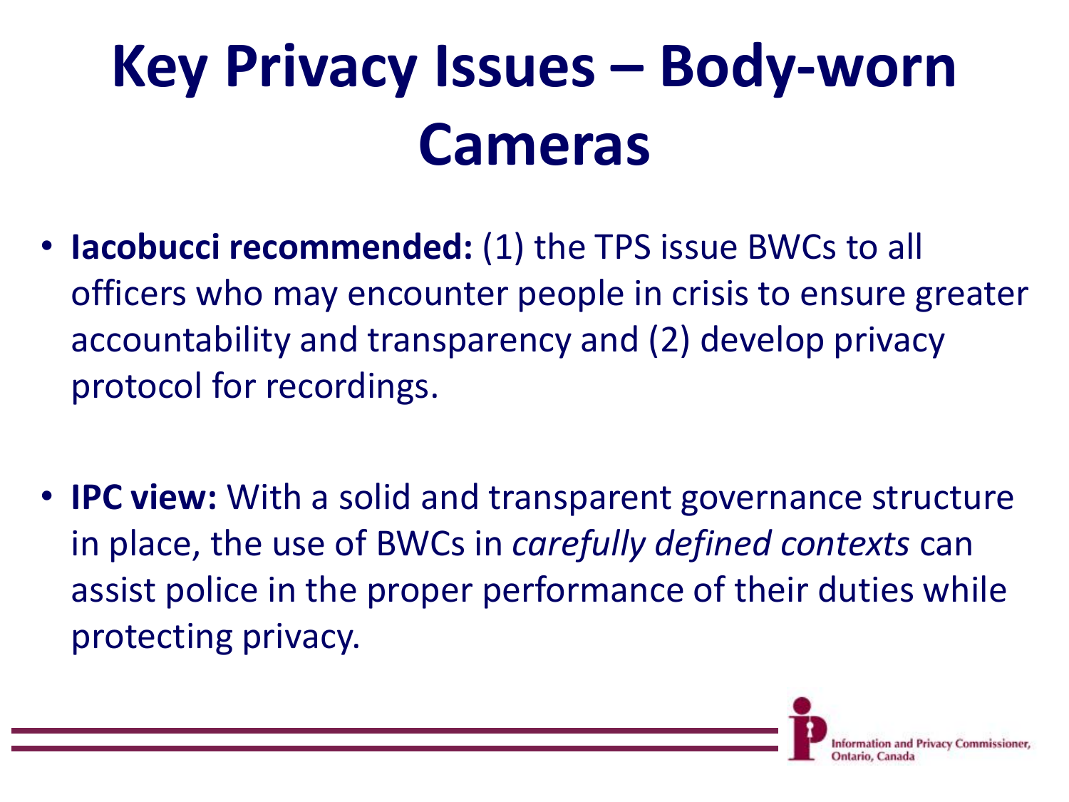# Key Privacy Issues – Body-worn Cameras

- **Iacobucci recommended:** (1) the TPS issue BWCs to all officers who may encounter people in crisis to ensure greater accountability and transparency and (2) develop privacy protocol for recordings.

- **IPC view:** With a solid and transparent governance structure in place, the use of BWCs in *carefully defined contexts* can assist police in the proper performance of their duties while protecting privacy.

Information and Privacy Commissioner, Ontario, Canada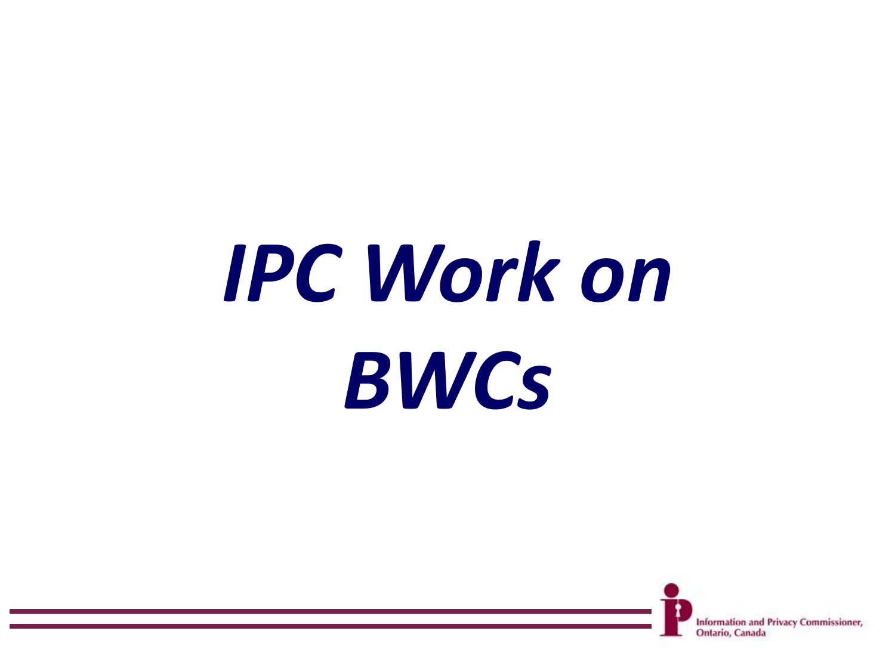# *IPC Work on BWCs*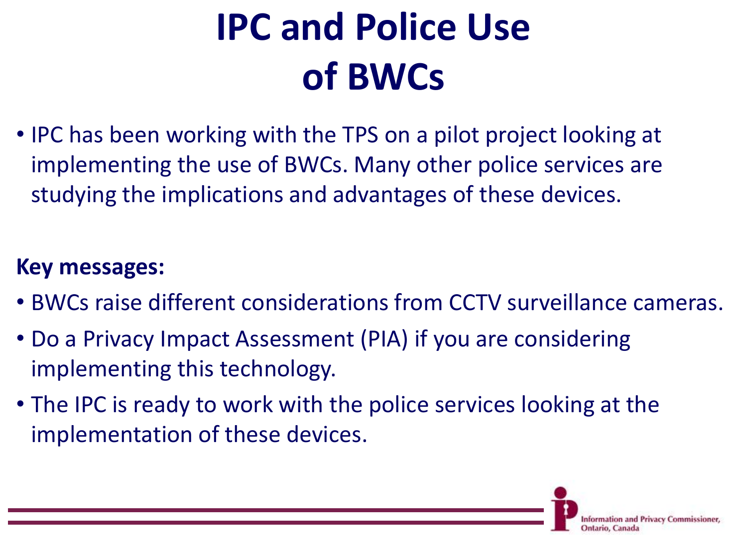# IPC and Police Use of BWCs

- IPC has been working with the TPS on a pilot project looking at implementing the use of BWCs. Many other police services are studying the implications and advantages of these devices.

**Key messages:**

- BWCs raise different considerations from CCTV surveillance cameras.
- Do a Privacy Impact Assessment (PIA) if you are considering implementing this technology.
- The IPC is ready to work with the police services looking at the implementation of these devices.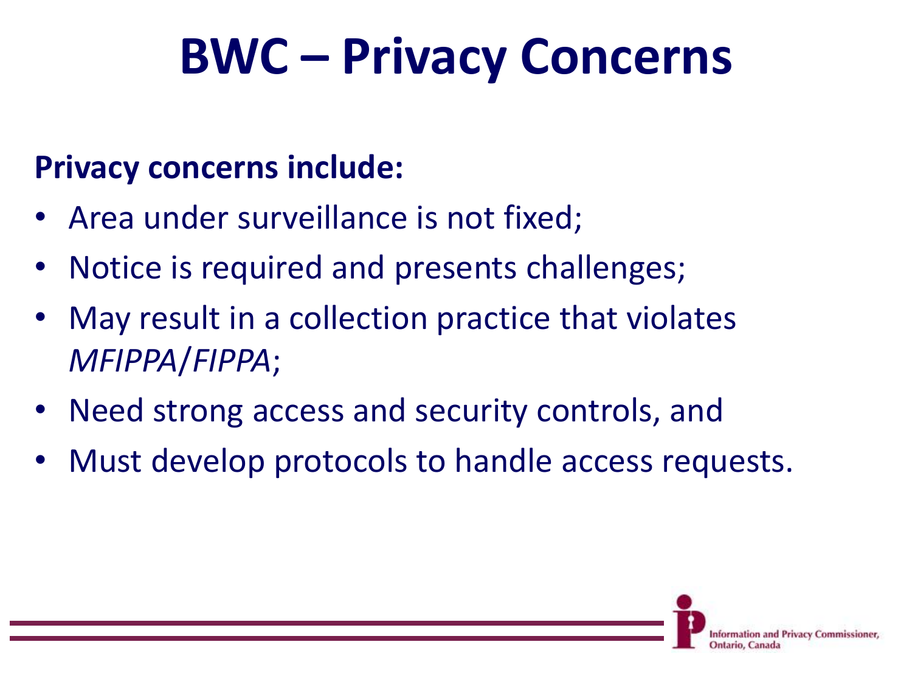# BWC – Privacy Concerns

**Privacy concerns include:**

- Area under surveillance is not fixed;
- Notice is required and presents challenges;
- May result in a collection practice that violates *MFIPPA*/*FIPPA*;
- Need strong access and security controls, and
- Must develop protocols to handle access requests.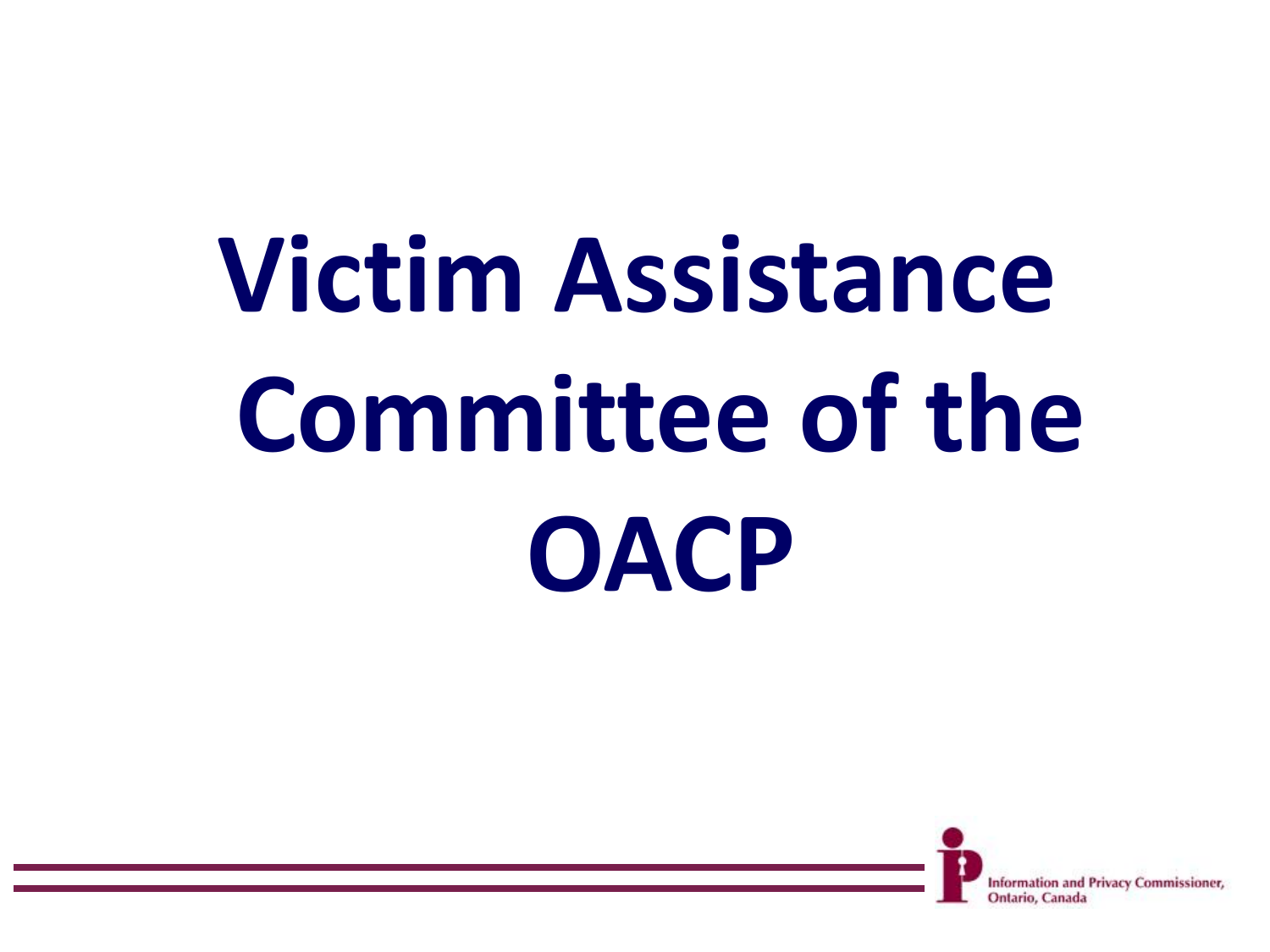# Victim Assistance Committee of the OACP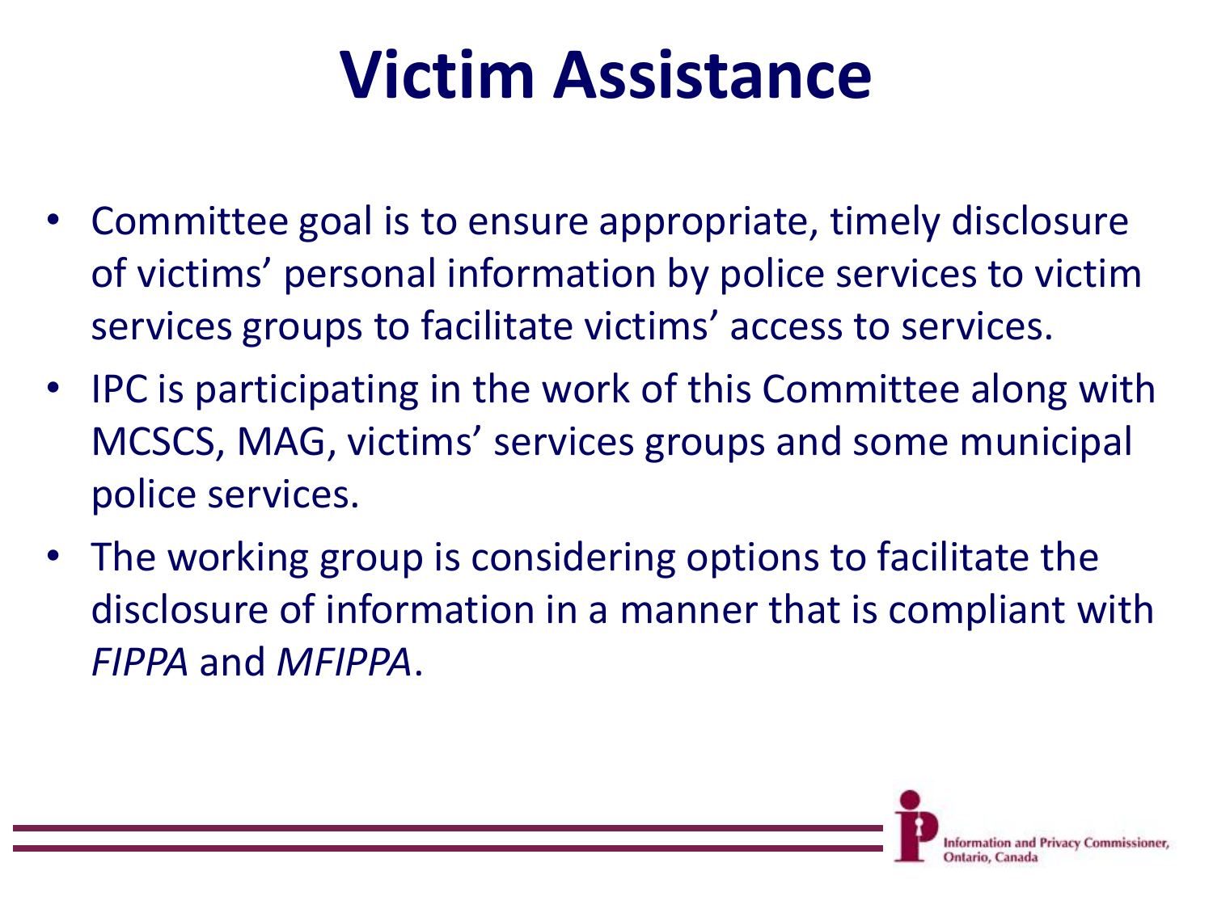# Victim Assistance

- Committee goal is to ensure appropriate, timely disclosure of victims' personal information by police services to victim services groups to facilitate victims' access to services.
- IPC is participating in the work of this Committee along with MCSCS, MAG, victims' services groups and some municipal police services.
- The working group is considering options to facilitate the disclosure of information in a manner that is compliant with *FIPPA* and *MFIPPA*.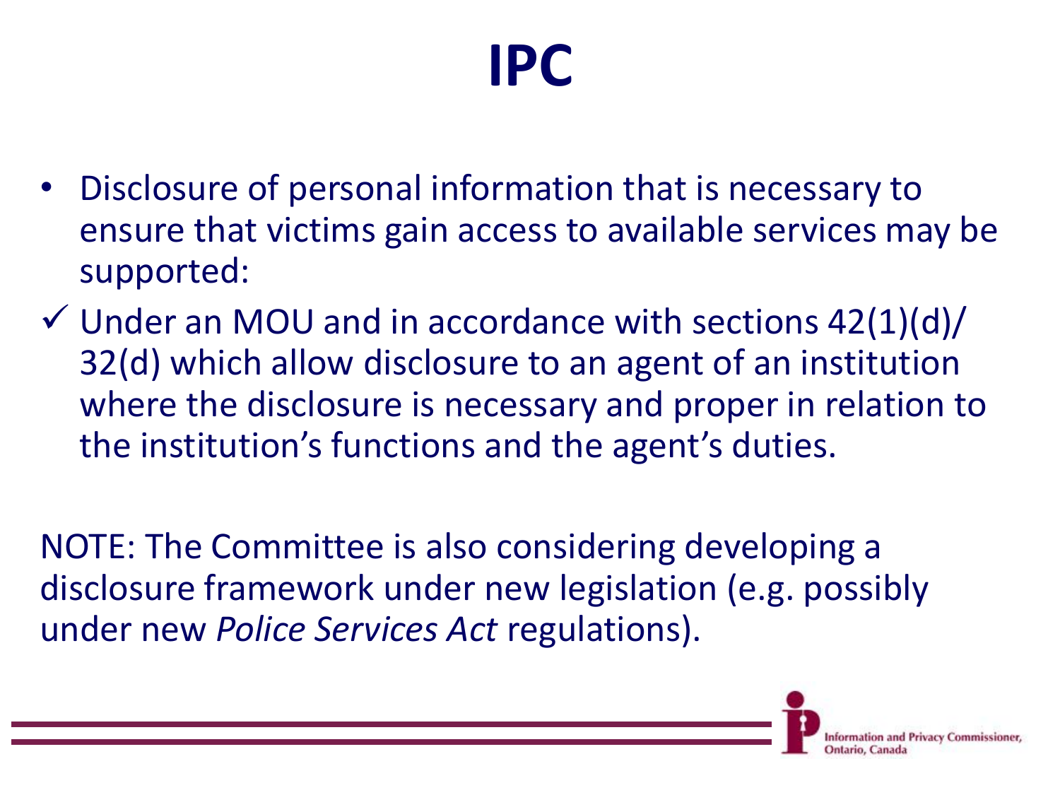# IPC

- Disclosure of personal information that is necessary to ensure that victims gain access to available services may be supported:
- ✓ Under an MOU and in accordance with sections 42(1)(d)/ 32(d) which allow disclosure to an agent of an institution where the disclosure is necessary and proper in relation to the institution's functions and the agent's duties.

NOTE: The Committee is also considering developing a disclosure framework under new legislation (e.g. possibly under new *Police Services Act* regulations).

Information and Privacy Commissioner, Ontario, Canada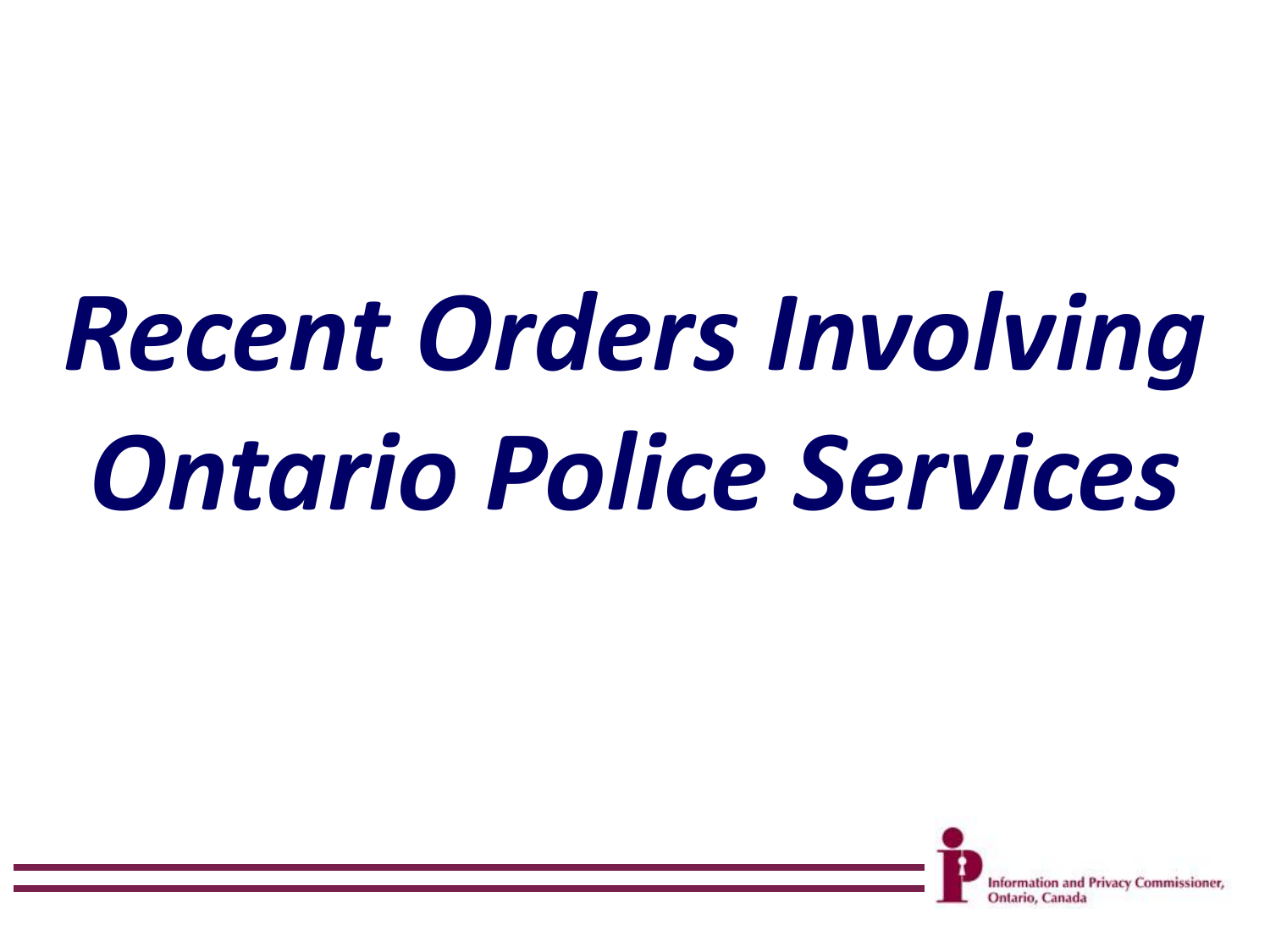# *Recent Orders Involving Ontario Police Services*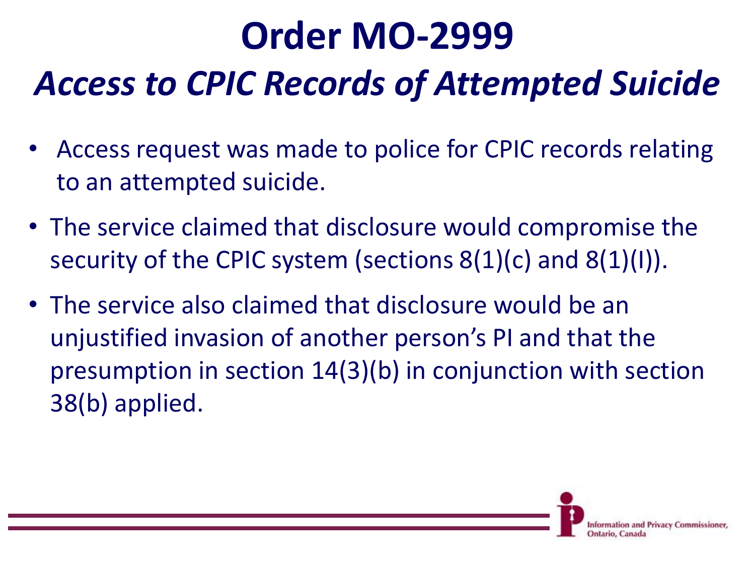# Order MO-2999

## *Access to CPIC Records of Attempted Suicide*

- Access request was made to police for CPIC records relating to an attempted suicide.
- The service claimed that disclosure would compromise the security of the CPIC system (sections 8(1)(c) and 8(1)(I)).
- The service also claimed that disclosure would be an unjustified invasion of another person's PI and that the presumption in section 14(3)(b) in conjunction with section 38(b) applied.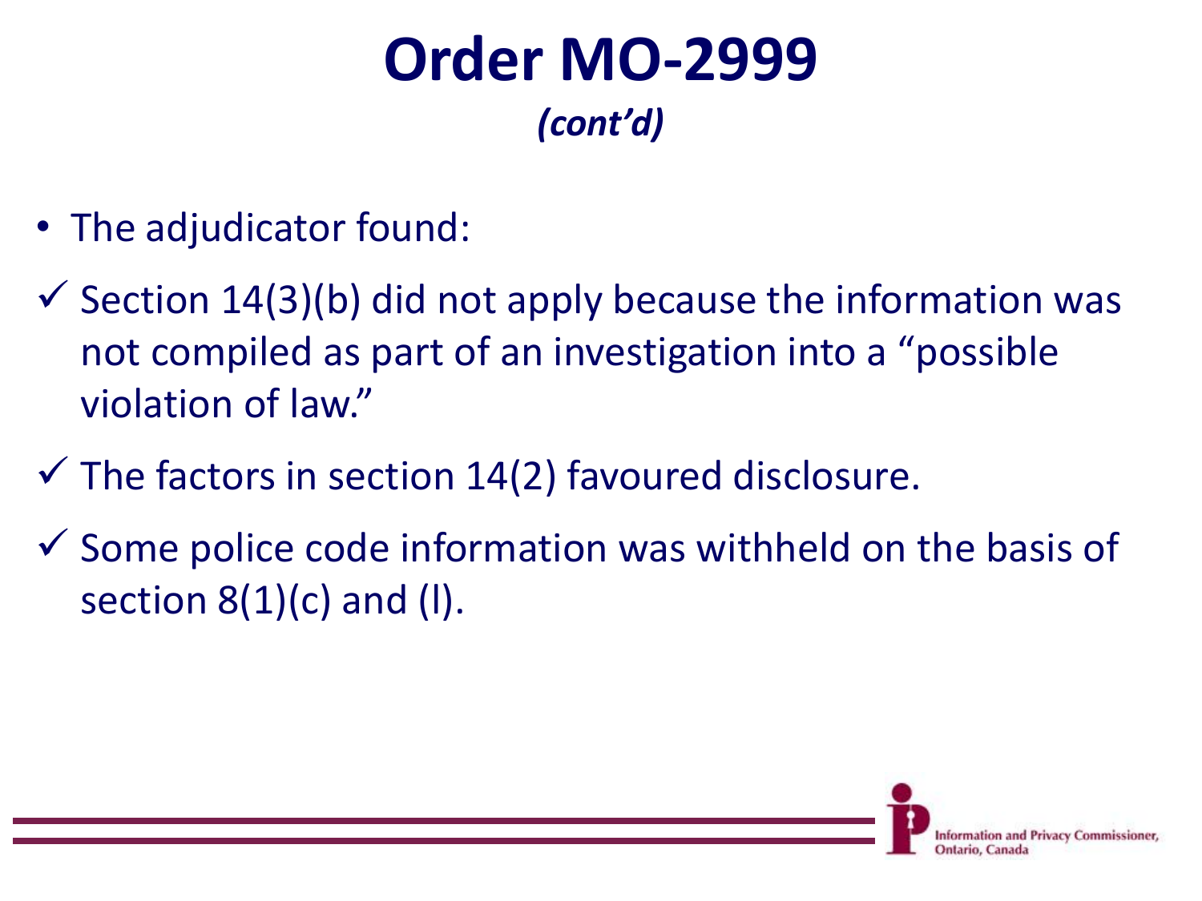# Order MO-2999

*(cont'd)*

- The adjudicator found:

✓ Section 14(3)(b) did not apply because the information was not compiled as part of an investigation into a "possible violation of law."

✓ The factors in section 14(2) favoured disclosure.

✓ Some police code information was withheld on the basis of section 8(1)(c) and (l).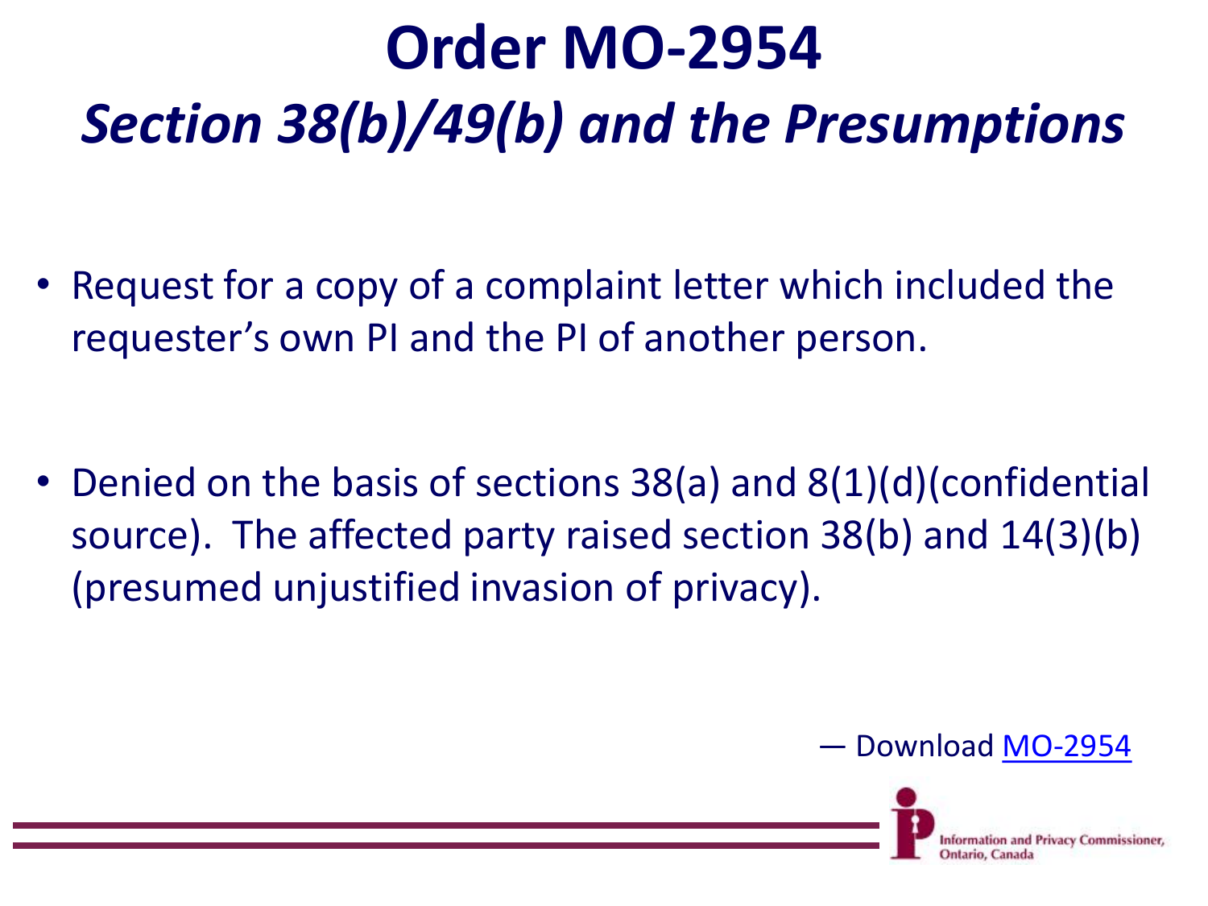# Order MO-2954

## *Section 38(b)/49(b) and the Presumptions*

- Request for a copy of a complaint letter which included the requester's own PI and the PI of another person.

- Denied on the basis of sections 38(a) and 8(1)(d)(confidential source). The affected party raised section 38(b) and 14(3)(b) (presumed unjustified invasion of privacy).

— Download [MO-2954]

Information and Privacy Commissioner, Ontario, Canada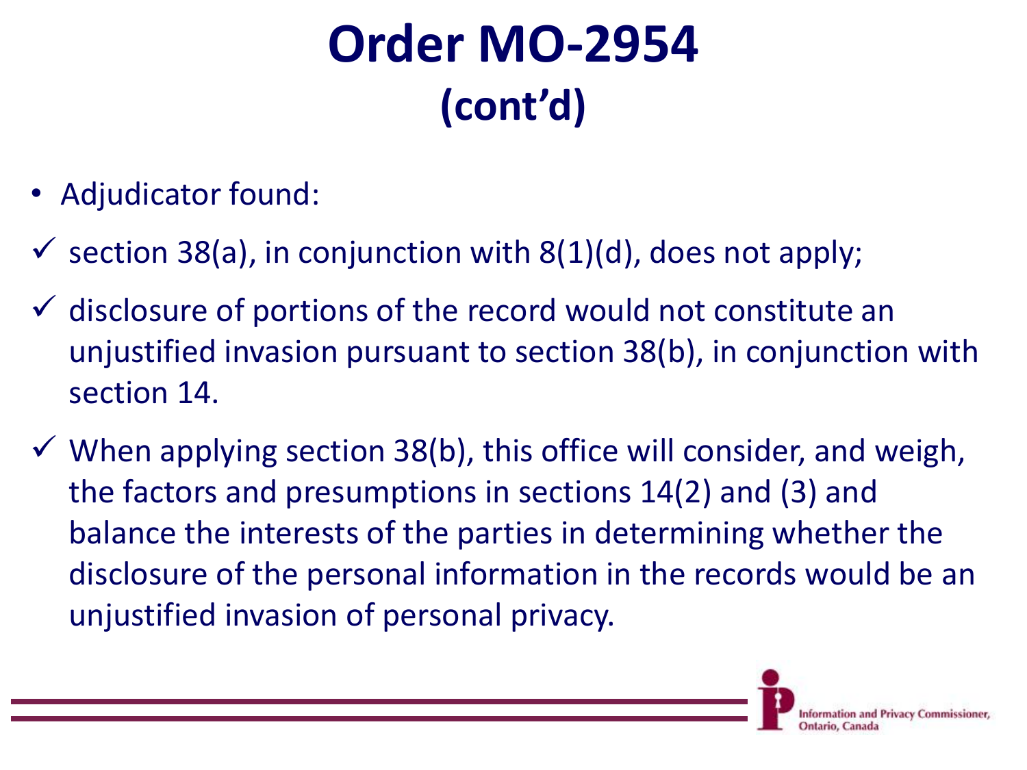# Order MO-2954 (cont'd)

- Adjudicator found:
- ✓ section 38(a), in conjunction with 8(1)(d), does not apply;
- ✓ disclosure of portions of the record would not constitute an unjustified invasion pursuant to section 38(b), in conjunction with section 14.
- ✓ When applying section 38(b), this office will consider, and weigh, the factors and presumptions in sections 14(2) and (3) and balance the interests of the parties in determining whether the disclosure of the personal information in the records would be an unjustified invasion of personal privacy.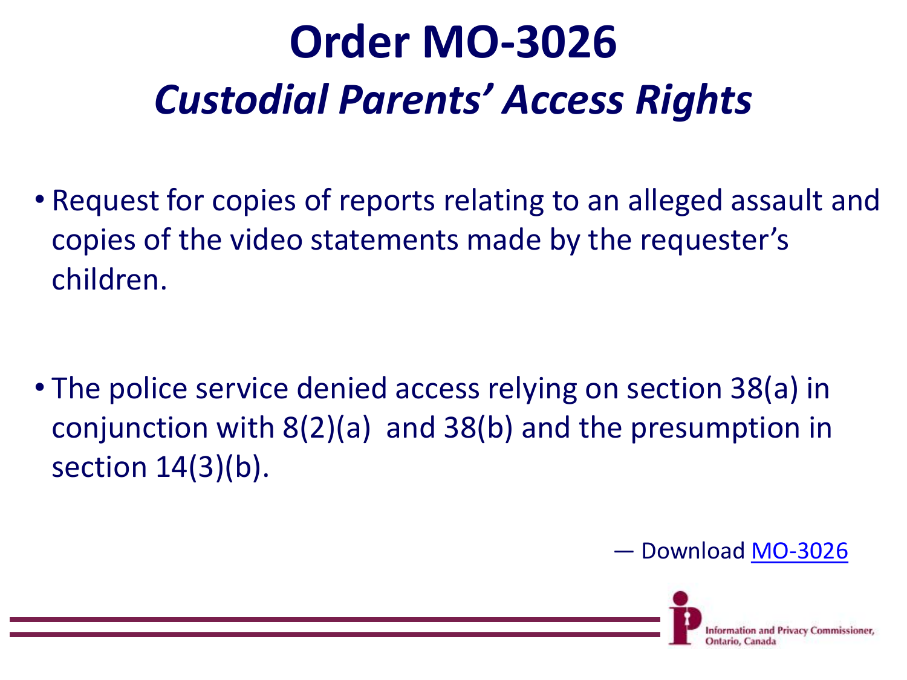# Order MO-3026

## *Custodial Parents' Access Rights*

- Request for copies of reports relating to an alleged assault and copies of the video statements made by the requester's children.

- The police service denied access relying on section 38(a) in conjunction with 8(2)(a) and 38(b) and the presumption in section 14(3)(b).

— Download MO-3026

Information and Privacy Commissioner, Ontario, Canada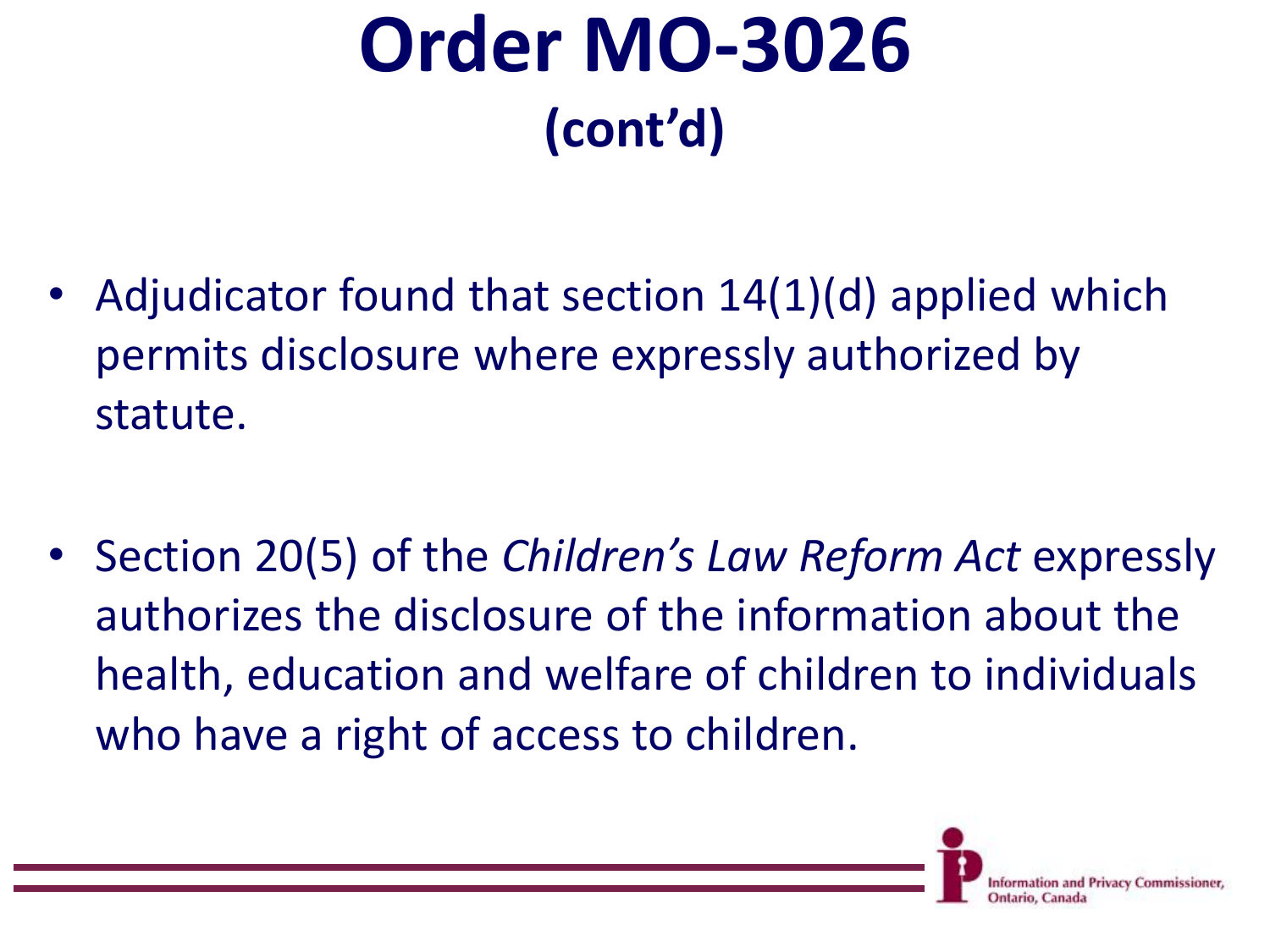# Order MO-3026
## (cont'd)

- Adjudicator found that section 14(1)(d) applied which permits disclosure where expressly authorized by statute.

- Section 20(5) of the *Children's Law Reform Act* expressly authorizes the disclosure of the information about the health, education and welfare of children to individuals who have a right of access to children.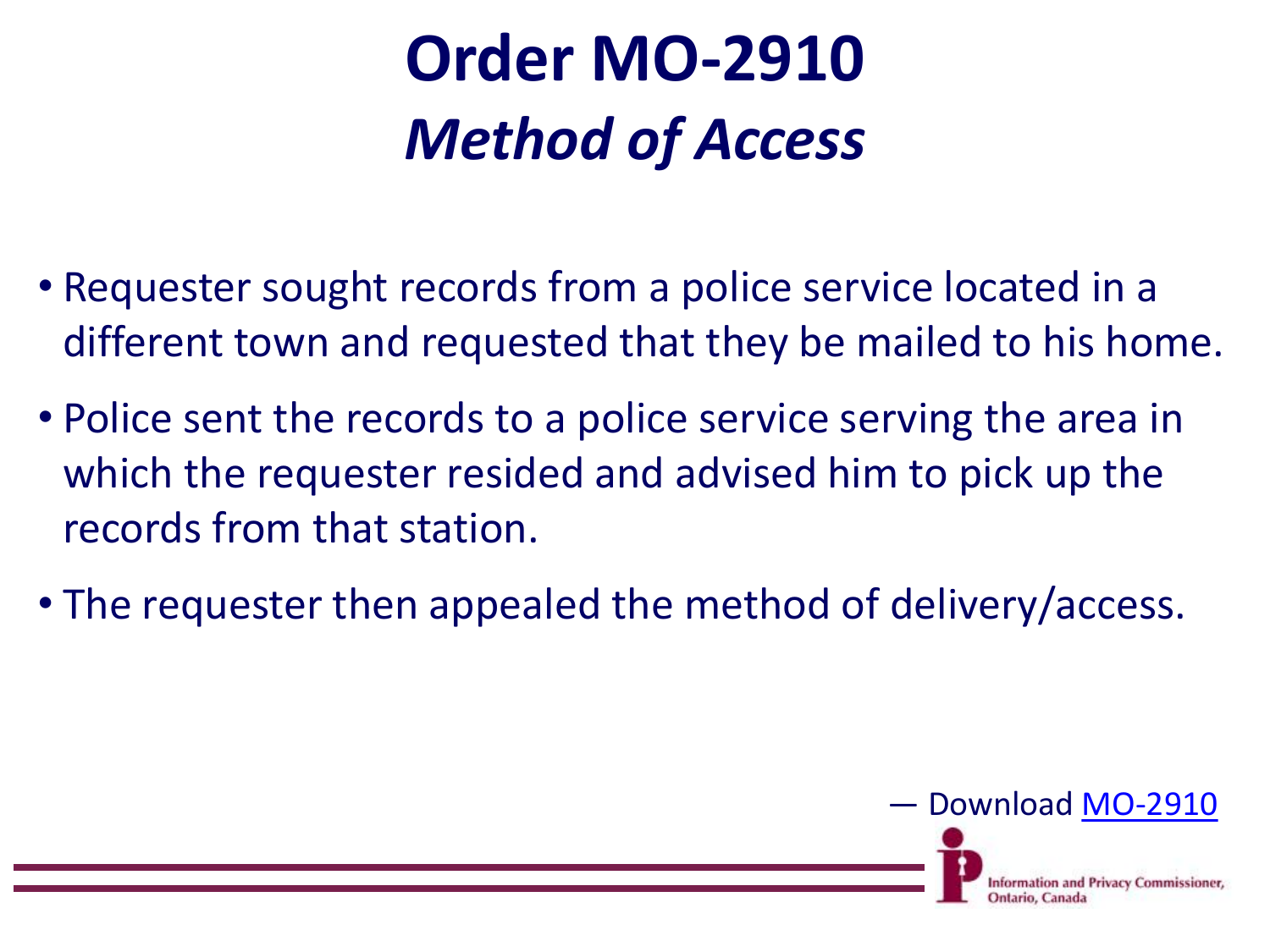# Order MO-2910

## *Method of Access*

- Requester sought records from a police service located in a different town and requested that they be mailed to his home.
- Police sent the records to a police service serving the area in which the requester resided and advised him to pick up the records from that station.
- The requester then appealed the method of delivery/access.

— Download [MO-2910]

Information and Privacy Commissioner, Ontario, Canada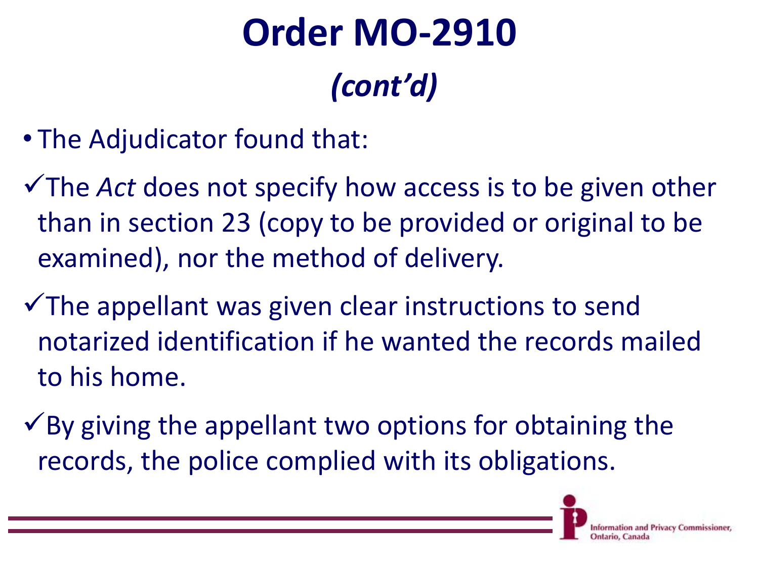# Order MO-2910
## *(cont'd)*

- The Adjudicator found that:

✓ The *Act* does not specify how access is to be given other than in section 23 (copy to be provided or original to be examined), nor the method of delivery.

✓ The appellant was given clear instructions to send notarized identification if he wanted the records mailed to his home.

✓ By giving the appellant two options for obtaining the records, the police complied with its obligations.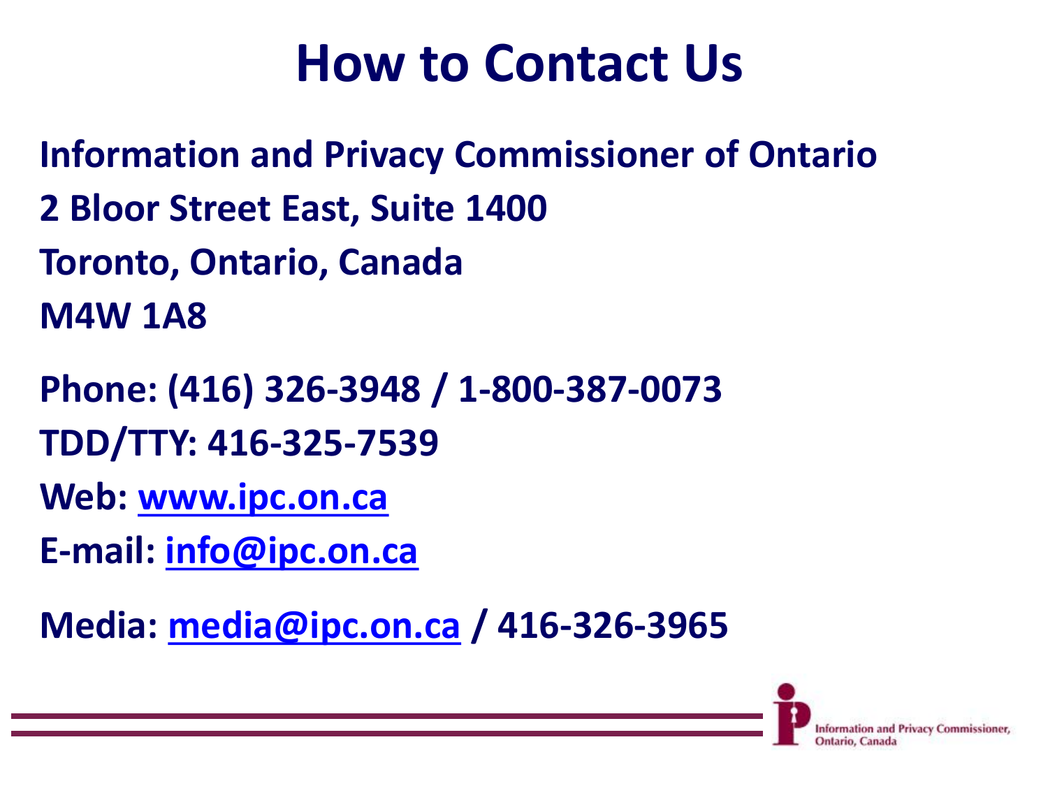# How to Contact Us

**Information and Privacy Commissioner of Ontario**

**2 Bloor Street East, Suite 1400**

**Toronto, Ontario, Canada**

**M4W 1A8**

**Phone: (416) 326-3948 / 1-800-387-0073**

**TDD/TTY: 416-325-7539**

**Web: www.ipc.on.ca**

**E-mail: info@ipc.on.ca**

**Media: media@ipc.on.ca / 416-326-3965**

Information and Privacy Commissioner, Ontario, Canada